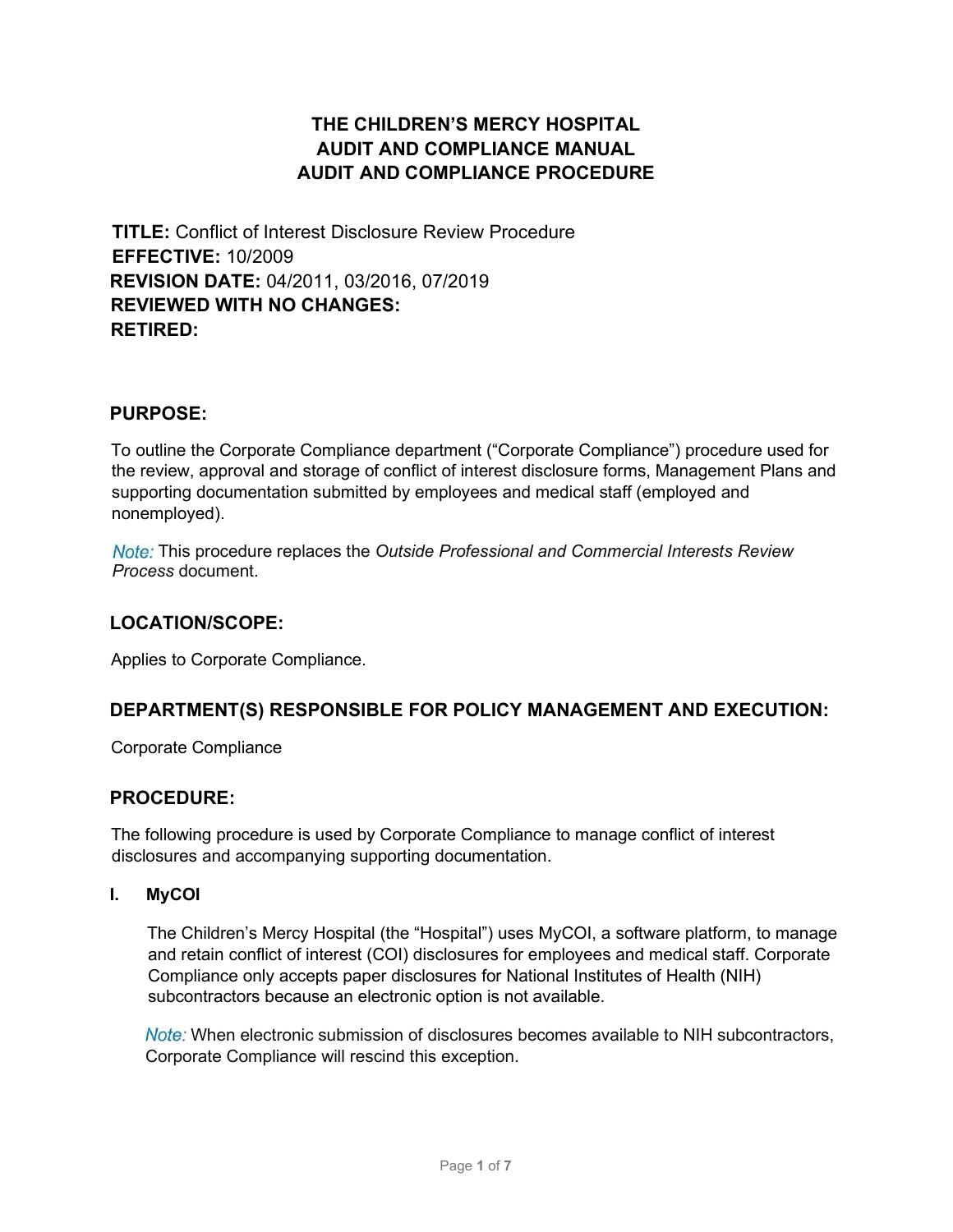# THE CHILDREN'S MERCY HOSPITAL
# AUDIT AND COMPLIANCE MANUAL
# AUDIT AND COMPLIANCE PROCEDURE

**TITLE:** Conflict of Interest Disclosure Review Procedure
**EFFECTIVE:** 10/2009
**REVISION DATE:** 04/2011, 03/2016, 07/2019
**REVIEWED WITH NO CHANGES:**
**RETIRED:**

## PURPOSE:

To outline the Corporate Compliance department ("Corporate Compliance") procedure used for the review, approval and storage of conflict of interest disclosure forms, Management Plans and supporting documentation submitted by employees and medical staff (employed and nonemployed).

*Note:* This procedure replaces the *Outside Professional and Commercial Interests Review Process* document.

## LOCATION/SCOPE:

Applies to Corporate Compliance.

## DEPARTMENT(S) RESPONSIBLE FOR POLICY MANAGEMENT AND EXECUTION:

Corporate Compliance

## PROCEDURE:

The following procedure is used by Corporate Compliance to manage conflict of interest disclosures and accompanying supporting documentation.

### I. MyCOI

The Children's Mercy Hospital (the "Hospital") uses MyCOI, a software platform, to manage and retain conflict of interest (COI) disclosures for employees and medical staff. Corporate Compliance only accepts paper disclosures for National Institutes of Health (NIH) subcontractors because an electronic option is not available.

*Note:* When electronic submission of disclosures becomes available to NIH subcontractors, Corporate Compliance will rescind this exception.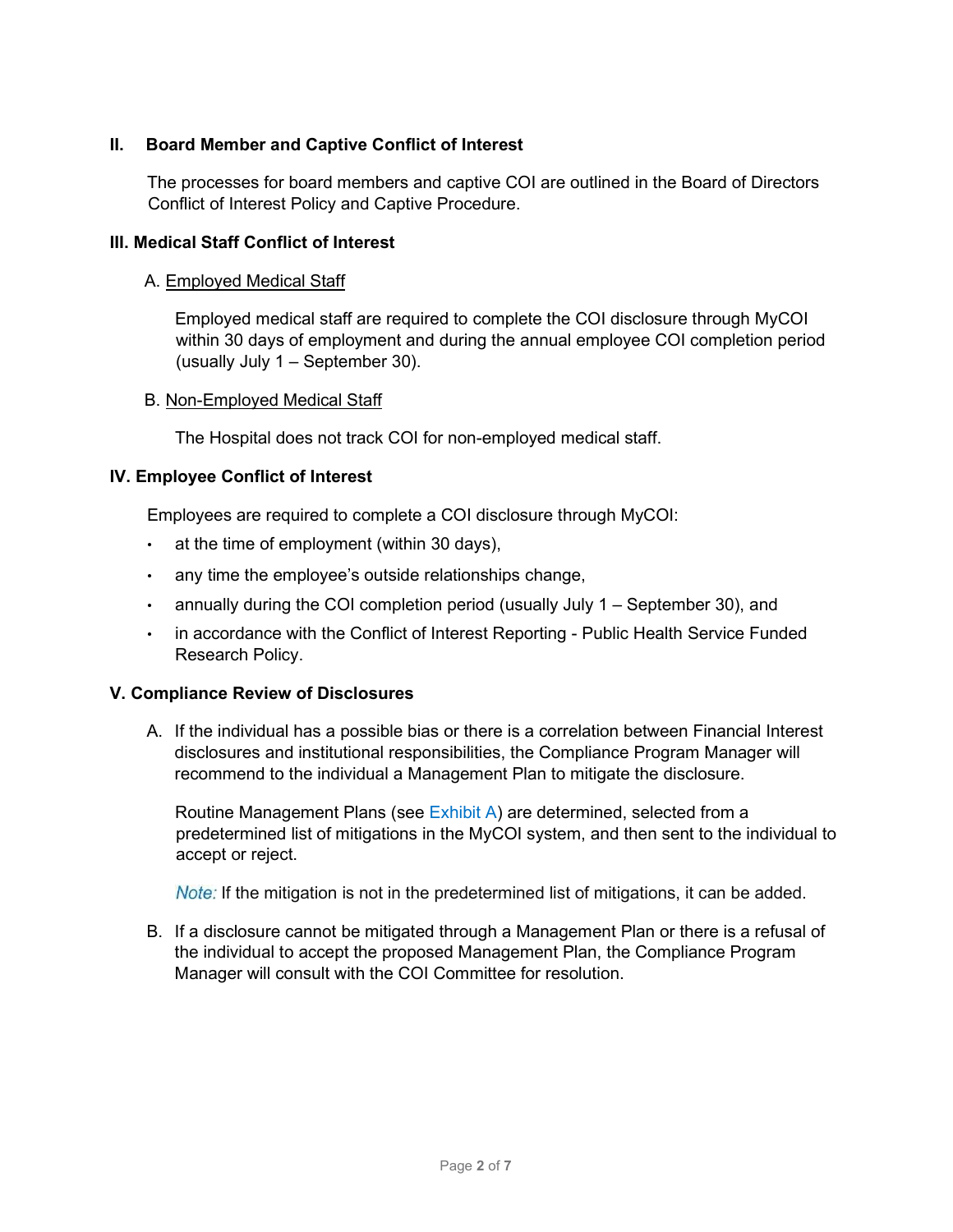## II. Board Member and Captive Conflict of Interest

The processes for board members and captive COI are outlined in the Board of Directors Conflict of Interest Policy and Captive Procedure.

## III. Medical Staff Conflict of Interest

### A. Employed Medical Staff

Employed medical staff are required to complete the COI disclosure through MyCOI within 30 days of employment and during the annual employee COI completion period (usually July 1 – September 30).

### B. Non-Employed Medical Staff

The Hospital does not track COI for non-employed medical staff.

## IV. Employee Conflict of Interest

Employees are required to complete a COI disclosure through MyCOI:

- at the time of employment (within 30 days),
- any time the employee's outside relationships change,
- annually during the COI completion period (usually July 1 – September 30), and
- in accordance with the Conflict of Interest Reporting - Public Health Service Funded Research Policy.

## V. Compliance Review of Disclosures

A. If the individual has a possible bias or there is a correlation between Financial Interest disclosures and institutional responsibilities, the Compliance Program Manager will recommend to the individual a Management Plan to mitigate the disclosure.

Routine Management Plans (see Exhibit A) are determined, selected from a predetermined list of mitigations in the MyCOI system, and then sent to the individual to accept or reject.

*Note:* If the mitigation is not in the predetermined list of mitigations, it can be added.

B. If a disclosure cannot be mitigated through a Management Plan or there is a refusal of the individual to accept the proposed Management Plan, the Compliance Program Manager will consult with the COI Committee for resolution.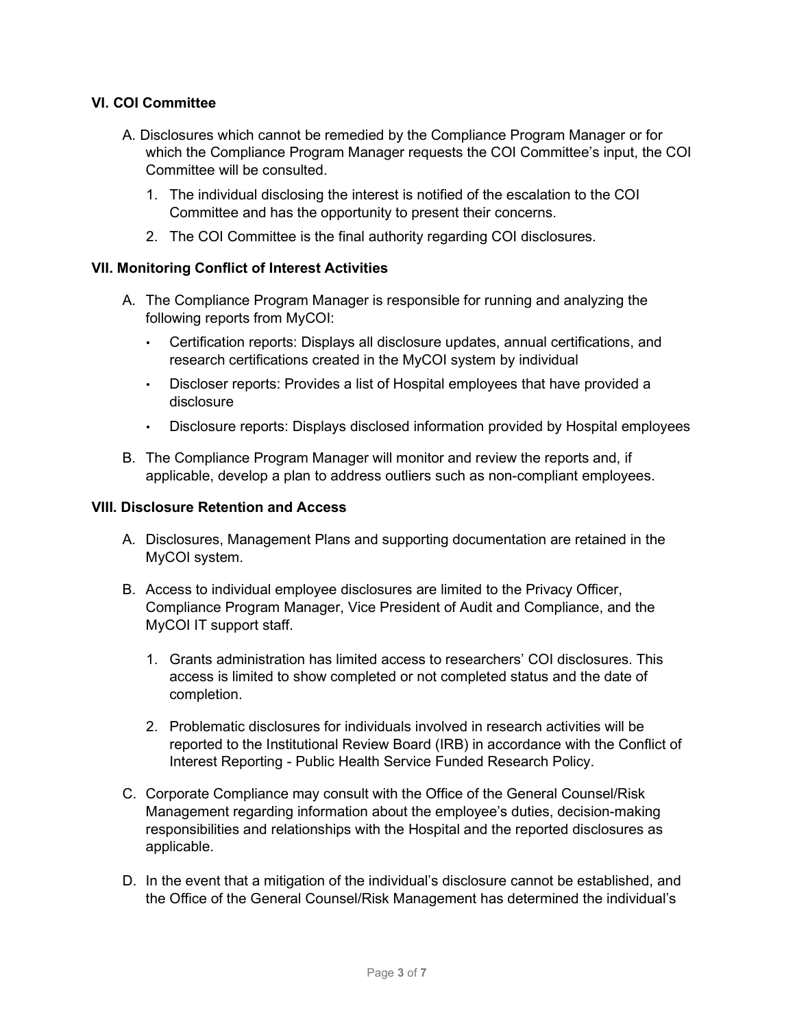### VI. COI Committee

A. Disclosures which cannot be remedied by the Compliance Program Manager or for which the Compliance Program Manager requests the COI Committee's input, the COI Committee will be consulted.

1. The individual disclosing the interest is notified of the escalation to the COI Committee and has the opportunity to present their concerns.
2. The COI Committee is the final authority regarding COI disclosures.

### VII. Monitoring Conflict of Interest Activities

A. The Compliance Program Manager is responsible for running and analyzing the following reports from MyCOI:

- Certification reports: Displays all disclosure updates, annual certifications, and research certifications created in the MyCOI system by individual
- Discloser reports: Provides a list of Hospital employees that have provided a disclosure
- Disclosure reports: Displays disclosed information provided by Hospital employees

B. The Compliance Program Manager will monitor and review the reports and, if applicable, develop a plan to address outliers such as non-compliant employees.

### VIII. Disclosure Retention and Access

A. Disclosures, Management Plans and supporting documentation are retained in the MyCOI system.

B. Access to individual employee disclosures are limited to the Privacy Officer, Compliance Program Manager, Vice President of Audit and Compliance, and the MyCOI IT support staff.

1. Grants administration has limited access to researchers' COI disclosures. This access is limited to show completed or not completed status and the date of completion.
2. Problematic disclosures for individuals involved in research activities will be reported to the Institutional Review Board (IRB) in accordance with the Conflict of Interest Reporting - Public Health Service Funded Research Policy.

C. Corporate Compliance may consult with the Office of the General Counsel/Risk Management regarding information about the employee's duties, decision-making responsibilities and relationships with the Hospital and the reported disclosures as applicable.

D. In the event that a mitigation of the individual's disclosure cannot be established, and the Office of the General Counsel/Risk Management has determined the individual's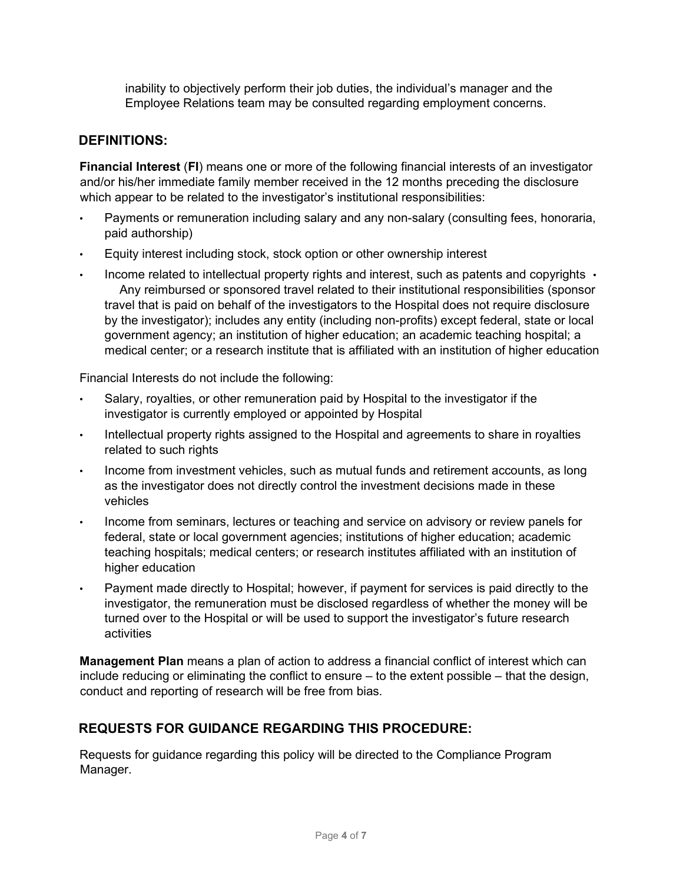inability to objectively perform their job duties, the individual's manager and the Employee Relations team may be consulted regarding employment concerns.

## DEFINITIONS:

**Financial Interest** (**FI**) means one or more of the following financial interests of an investigator and/or his/her immediate family member received in the 12 months preceding the disclosure which appear to be related to the investigator's institutional responsibilities:

- Payments or remuneration including salary and any non-salary (consulting fees, honoraria, paid authorship)
- Equity interest including stock, stock option or other ownership interest
- Income related to intellectual property rights and interest, such as patents and copyrights
- Any reimbursed or sponsored travel related to their institutional responsibilities (sponsor travel that is paid on behalf of the investigators to the Hospital does not require disclosure by the investigator); includes any entity (including non-profits) except federal, state or local government agency; an institution of higher education; an academic teaching hospital; a medical center; or a research institute that is affiliated with an institution of higher education

Financial Interests do not include the following:

- Salary, royalties, or other remuneration paid by Hospital to the investigator if the investigator is currently employed or appointed by Hospital
- Intellectual property rights assigned to the Hospital and agreements to share in royalties related to such rights
- Income from investment vehicles, such as mutual funds and retirement accounts, as long as the investigator does not directly control the investment decisions made in these vehicles
- Income from seminars, lectures or teaching and service on advisory or review panels for federal, state or local government agencies; institutions of higher education; academic teaching hospitals; medical centers; or research institutes affiliated with an institution of higher education
- Payment made directly to Hospital; however, if payment for services is paid directly to the investigator, the remuneration must be disclosed regardless of whether the money will be turned over to the Hospital or will be used to support the investigator's future research activities

**Management Plan** means a plan of action to address a financial conflict of interest which can include reducing or eliminating the conflict to ensure – to the extent possible – that the design, conduct and reporting of research will be free from bias.

## REQUESTS FOR GUIDANCE REGARDING THIS PROCEDURE:

Requests for guidance regarding this policy will be directed to the Compliance Program Manager.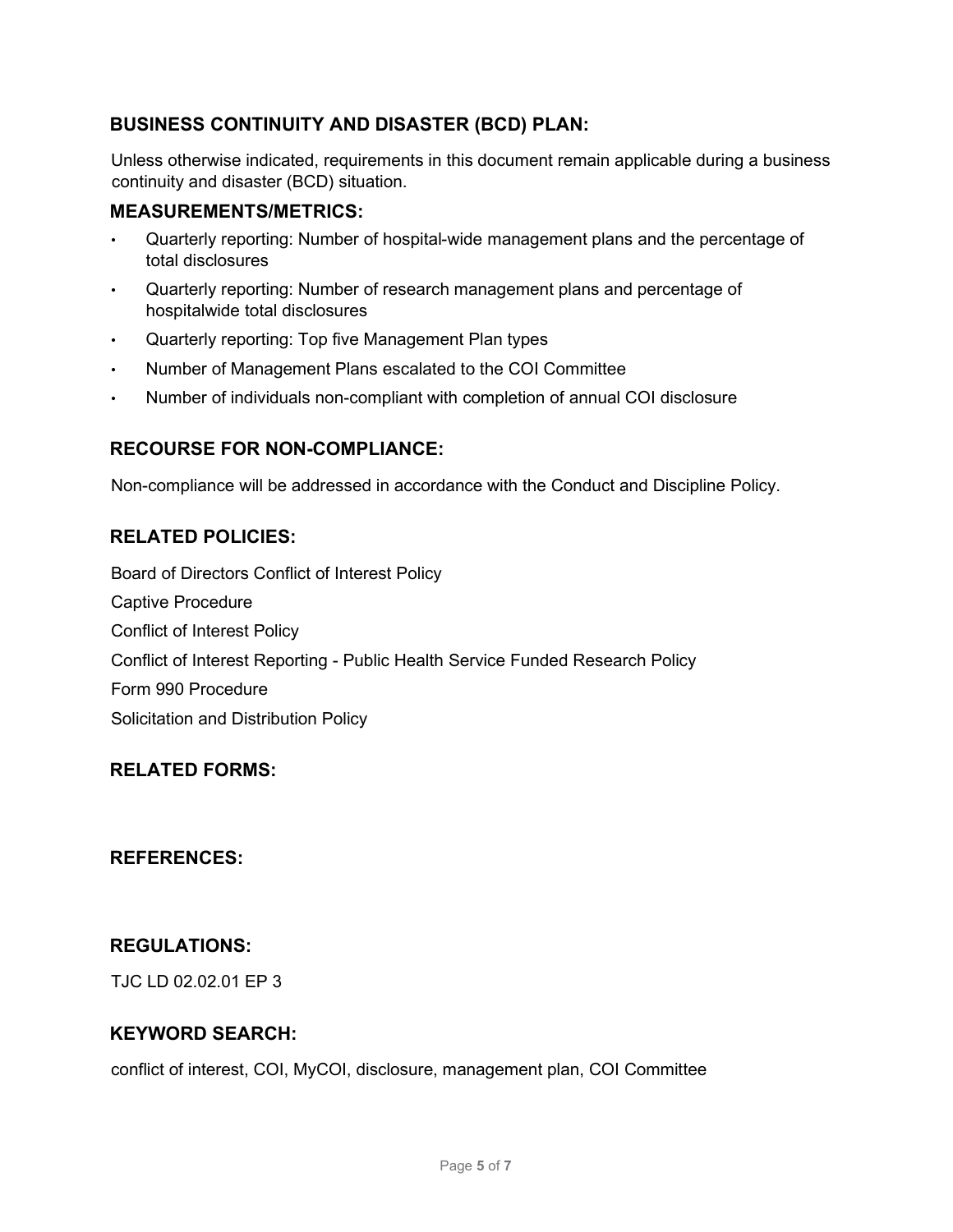## BUSINESS CONTINUITY AND DISASTER (BCD) PLAN:

Unless otherwise indicated, requirements in this document remain applicable during a business continuity and disaster (BCD) situation.

## MEASUREMENTS/METRICS:

- Quarterly reporting: Number of hospital-wide management plans and the percentage of total disclosures
- Quarterly reporting: Number of research management plans and percentage of hospitalwide total disclosures
- Quarterly reporting: Top five Management Plan types
- Number of Management Plans escalated to the COI Committee
- Number of individuals non-compliant with completion of annual COI disclosure

## RECOURSE FOR NON-COMPLIANCE:

Non-compliance will be addressed in accordance with the Conduct and Discipline Policy.

## RELATED POLICIES:

Board of Directors Conflict of Interest Policy

Captive Procedure

Conflict of Interest Policy

Conflict of Interest Reporting - Public Health Service Funded Research Policy

Form 990 Procedure

Solicitation and Distribution Policy

## RELATED FORMS:

## REFERENCES:

## REGULATIONS:

TJC LD 02.02.01 EP 3

## KEYWORD SEARCH:

conflict of interest, COI, MyCOI, disclosure, management plan, COI Committee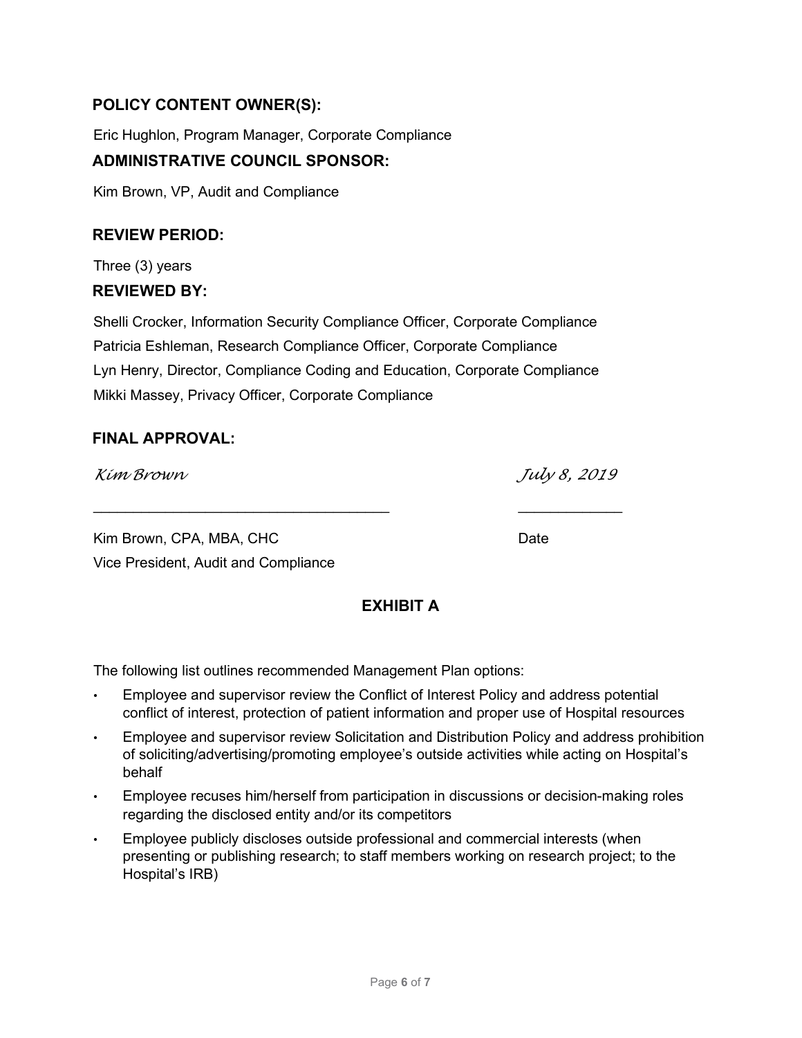### POLICY CONTENT OWNER(S):

Eric Hughlon, Program Manager, Corporate Compliance

### ADMINISTRATIVE COUNCIL SPONSOR:

Kim Brown, VP, Audit and Compliance

### REVIEW PERIOD:

Three (3) years

### REVIEWED BY:

Shelli Crocker, Information Security Compliance Officer, Corporate Compliance
Patricia Eshleman, Research Compliance Officer, Corporate Compliance
Lyn Henry, Director, Compliance Coding and Education, Corporate Compliance
Mikki Massey, Privacy Officer, Corporate Compliance

### FINAL APPROVAL:

*Kim Brown* *July 8, 2019*

\_\_\_\_\_\_\_\_\_\_\_\_\_\_\_\_\_\_\_\_\_\_\_\_\_\_\_\_\_\_\_\_\_\_\_\_ \_\_\_\_\_\_\_\_\_\_\_\_

Kim Brown, CPA, MBA, CHC Date
Vice President, Audit and Compliance

## EXHIBIT A

The following list outlines recommended Management Plan options:

- Employee and supervisor review the Conflict of Interest Policy and address potential conflict of interest, protection of patient information and proper use of Hospital resources
- Employee and supervisor review Solicitation and Distribution Policy and address prohibition of soliciting/advertising/promoting employee's outside activities while acting on Hospital's behalf
- Employee recuses him/herself from participation in discussions or decision-making roles regarding the disclosed entity and/or its competitors
- Employee publicly discloses outside professional and commercial interests (when presenting or publishing research; to staff members working on research project; to the Hospital's IRB)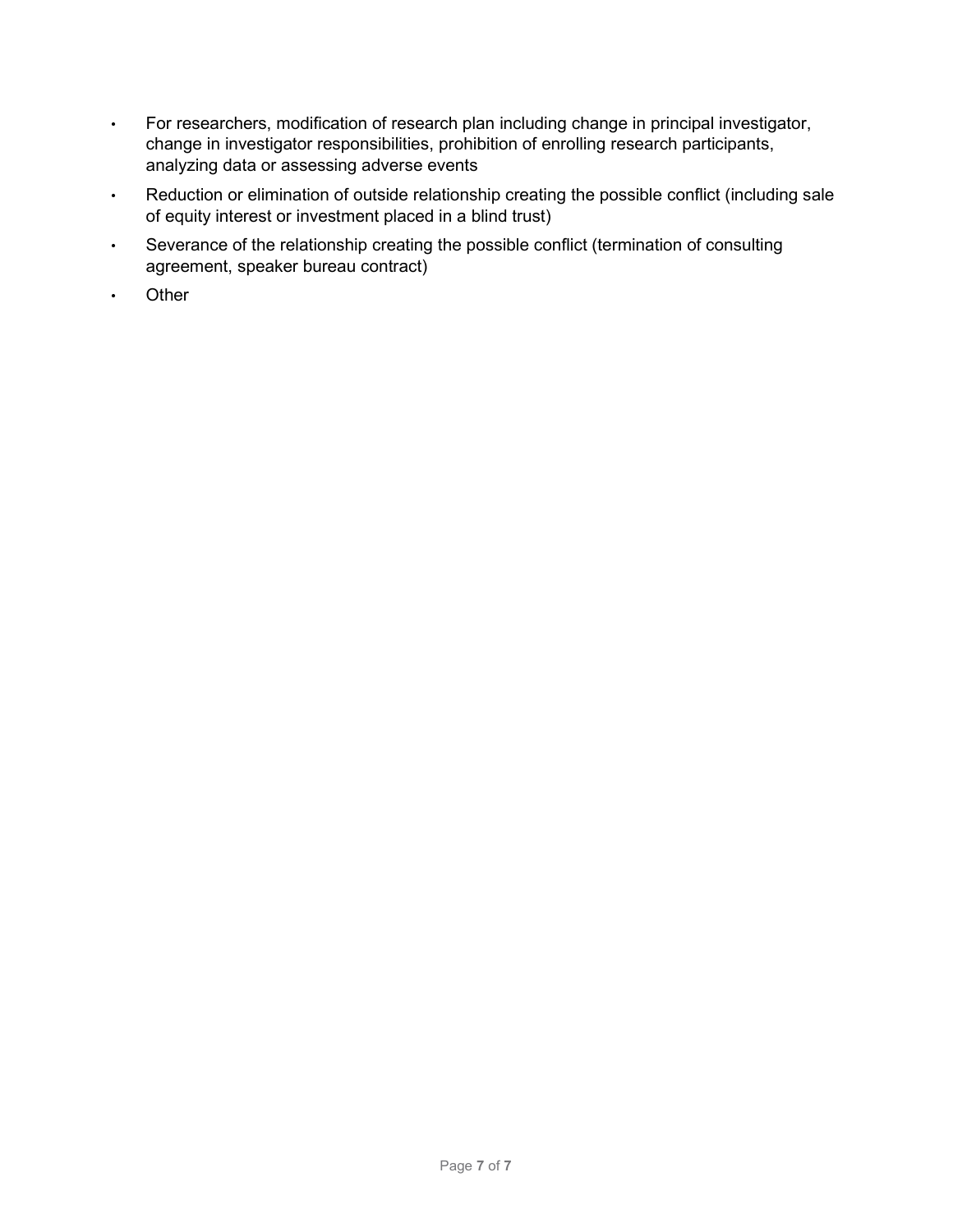- For researchers, modification of research plan including change in principal investigator, change in investigator responsibilities, prohibition of enrolling research participants, analyzing data or assessing adverse events
- Reduction or elimination of outside relationship creating the possible conflict (including sale of equity interest or investment placed in a blind trust)
- Severance of the relationship creating the possible conflict (termination of consulting agreement, speaker bureau contract)
- Other